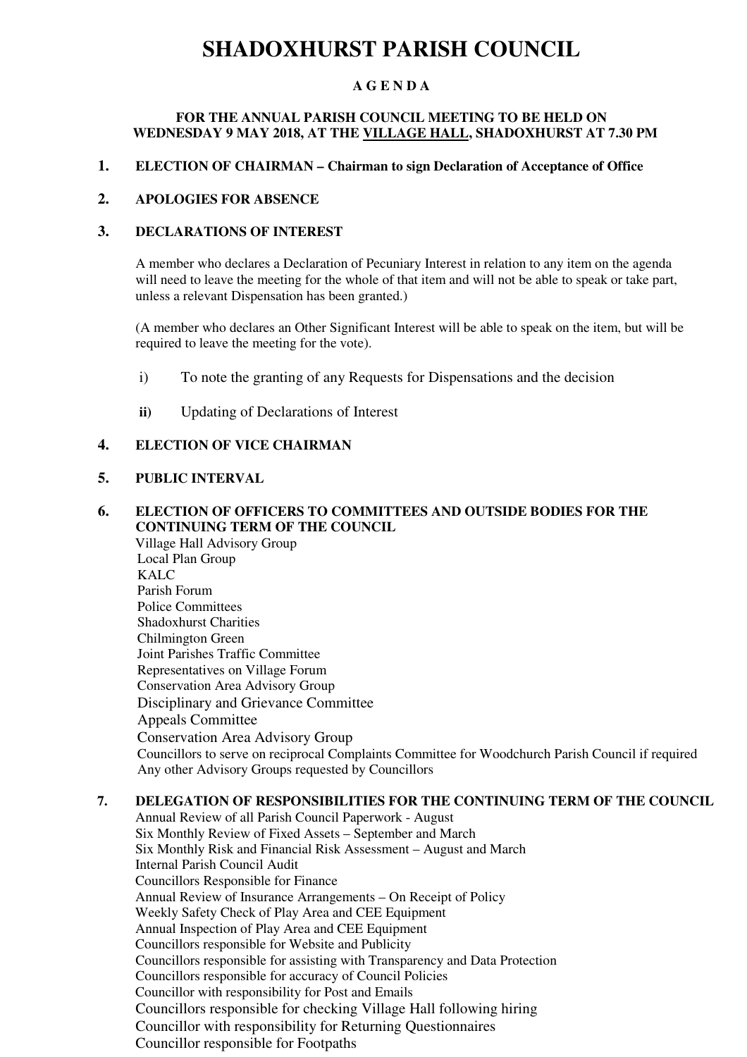# SHADOXHURST PARISH COUNCIL

**A G E N D A**

**FOR THE ANNUAL PARISH COUNCIL MEETING TO BE HELD ON WEDNESDAY 9 MAY 2018, AT THE <u>VILLAGE HALL</u>, SHADOXHURST AT 7.30 PM**

**1. ELECTION OF CHAIRMAN – Chairman to sign Declaration of Acceptance of Office**

**2. APOLOGIES FOR ABSENCE**

**3. DECLARATIONS OF INTEREST**

A member who declares a Declaration of Pecuniary Interest in relation to any item on the agenda will need to leave the meeting for the whole of that item and will not be able to speak or take part, unless a relevant Dispensation has been granted.)

(A member who declares an Other Significant Interest will be able to speak on the item, but will be required to leave the meeting for the vote).

i) To note the granting of any Requests for Dispensations and the decision

**ii)** Updating of Declarations of Interest

**4. ELECTION OF VICE CHAIRMAN**

**5. PUBLIC INTERVAL**

**6. ELECTION OF OFFICERS TO COMMITTEES AND OUTSIDE BODIES FOR THE CONTINUING TERM OF THE COUNCIL**

Village Hall Advisory Group
Local Plan Group
KALC
Parish Forum
Police Committees
Shadoxhurst Charities
Chilmington Green
Joint Parishes Traffic Committee
Representatives on Village Forum
Conservation Area Advisory Group
Disciplinary and Grievance Committee
Appeals Committee
Conservation Area Advisory Group
Councillors to serve on reciprocal Complaints Committee for Woodchurch Parish Council if required
Any other Advisory Groups requested by Councillors

**7. DELEGATION OF RESPONSIBILITIES FOR THE CONTINUING TERM OF THE COUNCIL**

Annual Review of all Parish Council Paperwork - August
Six Monthly Review of Fixed Assets – September and March
Six Monthly Risk and Financial Risk Assessment – August and March
Internal Parish Council Audit
Councillors Responsible for Finance
Annual Review of Insurance Arrangements – On Receipt of Policy
Weekly Safety Check of Play Area and CEE Equipment
Annual Inspection of Play Area and CEE Equipment
Councillors responsible for Website and Publicity
Councillors responsible for assisting with Transparency and Data Protection
Councillors responsible for accuracy of Council Policies
Councillor with responsibility for Post and Emails
Councillors responsible for checking Village Hall following hiring
Councillor with responsibility for Returning Questionnaires
Councillor responsible for Footpaths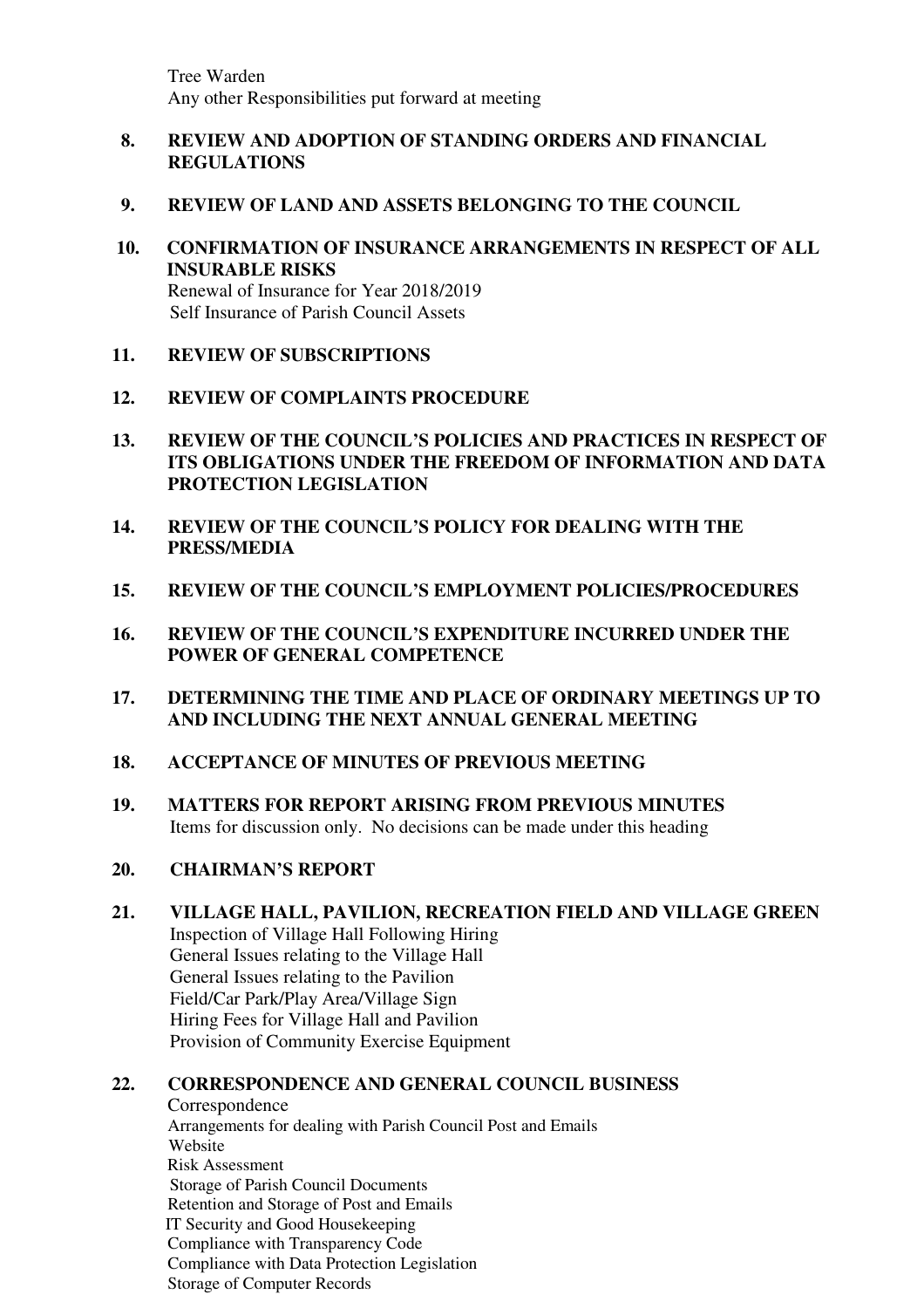Tree Warden
Any other Responsibilities put forward at meeting

8. **REVIEW AND ADOPTION OF STANDING ORDERS AND FINANCIAL REGULATIONS**

9. **REVIEW OF LAND AND ASSETS BELONGING TO THE COUNCIL**

10. **CONFIRMATION OF INSURANCE ARRANGEMENTS IN RESPECT OF ALL INSURABLE RISKS**
    Renewal of Insurance for Year 2018/2019
    Self Insurance of Parish Council Assets

11. **REVIEW OF SUBSCRIPTIONS**

12. **REVIEW OF COMPLAINTS PROCEDURE**

13. **REVIEW OF THE COUNCIL'S POLICIES AND PRACTICES IN RESPECT OF ITS OBLIGATIONS UNDER THE FREEDOM OF INFORMATION AND DATA PROTECTION LEGISLATION**

14. **REVIEW OF THE COUNCIL'S POLICY FOR DEALING WITH THE PRESS/MEDIA**

15. **REVIEW OF THE COUNCIL'S EMPLOYMENT POLICIES/PROCEDURES**

16. **REVIEW OF THE COUNCIL'S EXPENDITURE INCURRED UNDER THE POWER OF GENERAL COMPETENCE**

17. **DETERMINING THE TIME AND PLACE OF ORDINARY MEETINGS UP TO AND INCLUDING THE NEXT ANNUAL GENERAL MEETING**

18. **ACCEPTANCE OF MINUTES OF PREVIOUS MEETING**

19. **MATTERS FOR REPORT ARISING FROM PREVIOUS MINUTES**
    Items for discussion only. No decisions can be made under this heading

20. **CHAIRMAN'S REPORT**

21. **VILLAGE HALL, PAVILION, RECREATION FIELD AND VILLAGE GREEN**
    Inspection of Village Hall Following Hiring
    General Issues relating to the Village Hall
    General Issues relating to the Pavilion
    Field/Car Park/Play Area/Village Sign
    Hiring Fees for Village Hall and Pavilion
    Provision of Community Exercise Equipment

22. **CORRESPONDENCE AND GENERAL COUNCIL BUSINESS**
    Correspondence
    Arrangements for dealing with Parish Council Post and Emails
    Website
    Risk Assessment
    Storage of Parish Council Documents
    Retention and Storage of Post and Emails
    IT Security and Good Housekeeping
    Compliance with Transparency Code
    Compliance with Data Protection Legislation
    Storage of Computer Records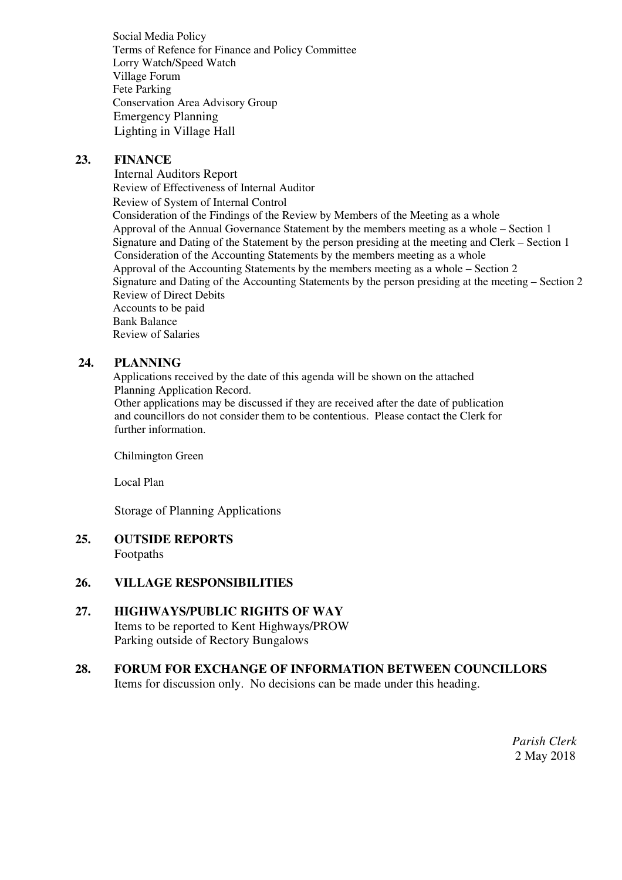Social Media Policy
Terms of Refence for Finance and Policy Committee
Lorry Watch/Speed Watch
Village Forum
Fete Parking
Conservation Area Advisory Group
Emergency Planning
Lighting in Village Hall

**23. FINANCE**

Internal Auditors Report
Review of Effectiveness of Internal Auditor
Review of System of Internal Control
Consideration of the Findings of the Review by Members of the Meeting as a whole
Approval of the Annual Governance Statement by the members meeting as a whole – Section 1
Signature and Dating of the Statement by the person presiding at the meeting and Clerk – Section 1
Consideration of the Accounting Statements by the members meeting as a whole
Approval of the Accounting Statements by the members meeting as a whole – Section 2
Signature and Dating of the Accounting Statements by the person presiding at the meeting – Section 2
Review of Direct Debits
Accounts to be paid
Bank Balance
Review of Salaries

**24. PLANNING**

Applications received by the date of this agenda will be shown on the attached Planning Application Record.
Other applications may be discussed if they are received after the date of publication and councillors do not consider them to be contentious. Please contact the Clerk for further information.

Chilmington Green

Local Plan

Storage of Planning Applications

**25. OUTSIDE REPORTS**

Footpaths

**26. VILLAGE RESPONSIBILITIES**

**27. HIGHWAYS/PUBLIC RIGHTS OF WAY**

Items to be reported to Kent Highways/PROW
Parking outside of Rectory Bungalows

**28. FORUM FOR EXCHANGE OF INFORMATION BETWEEN COUNCILLORS**

Items for discussion only. No decisions can be made under this heading.

*Parish Clerk*
2 May 2018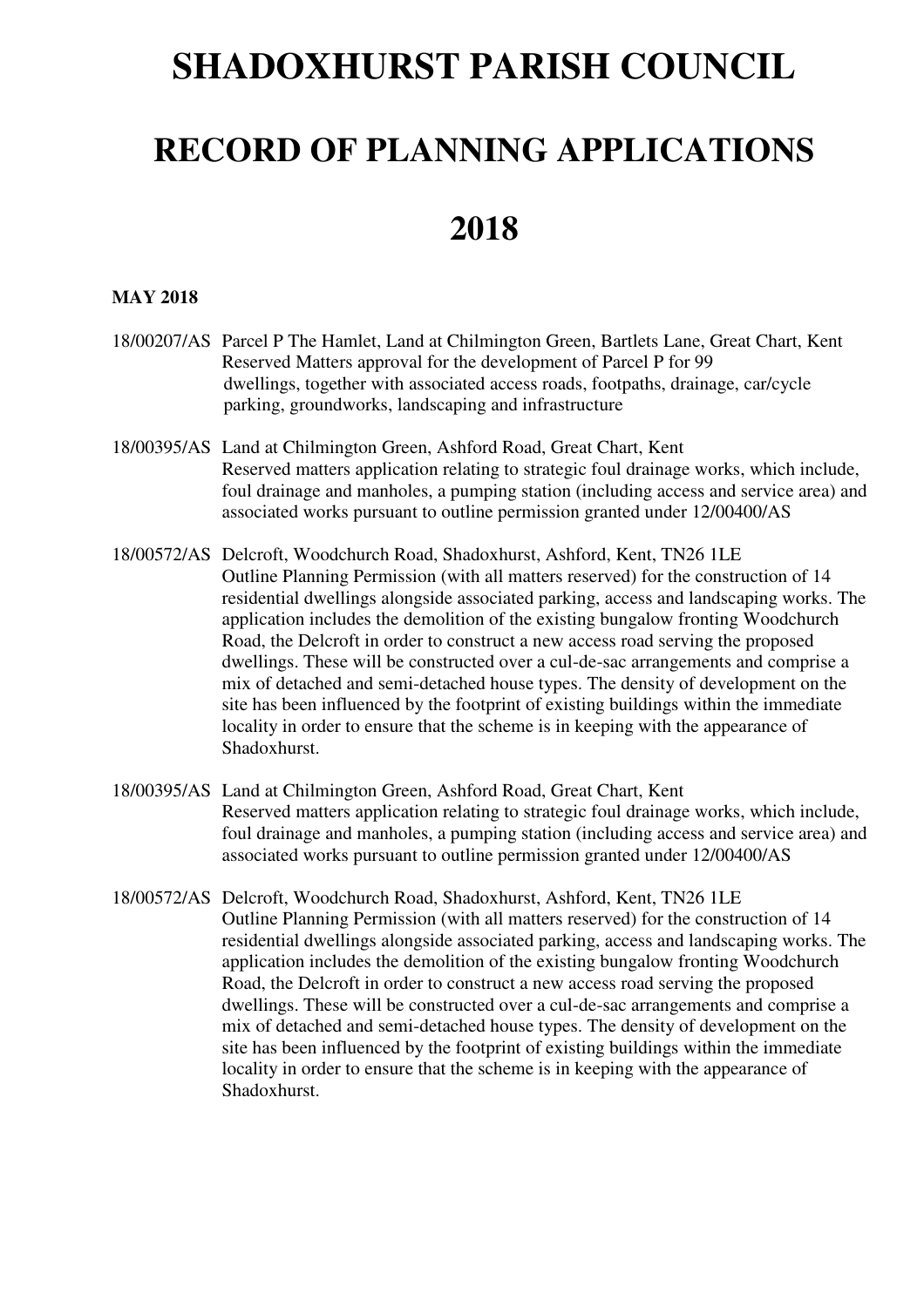# SHADOXHURST PARISH COUNCIL

# RECORD OF PLANNING APPLICATIONS

# 2018

**MAY 2018**

18/00207/AS Parcel P The Hamlet, Land at Chilmington Green, Bartlets Lane, Great Chart, Kent
Reserved Matters approval for the development of Parcel P for 99 dwellings, together with associated access roads, footpaths, drainage, car/cycle parking, groundworks, landscaping and infrastructure

18/00395/AS Land at Chilmington Green, Ashford Road, Great Chart, Kent
Reserved matters application relating to strategic foul drainage works, which include, foul drainage and manholes, a pumping station (including access and service area) and associated works pursuant to outline permission granted under 12/00400/AS

18/00572/AS Delcroft, Woodchurch Road, Shadoxhurst, Ashford, Kent, TN26 1LE
Outline Planning Permission (with all matters reserved) for the construction of 14 residential dwellings alongside associated parking, access and landscaping works. The application includes the demolition of the existing bungalow fronting Woodchurch Road, the Delcroft in order to construct a new access road serving the proposed dwellings. These will be constructed over a cul-de-sac arrangements and comprise a mix of detached and semi-detached house types. The density of development on the site has been influenced by the footprint of existing buildings within the immediate locality in order to ensure that the scheme is in keeping with the appearance of Shadoxhurst.

18/00395/AS Land at Chilmington Green, Ashford Road, Great Chart, Kent
Reserved matters application relating to strategic foul drainage works, which include, foul drainage and manholes, a pumping station (including access and service area) and associated works pursuant to outline permission granted under 12/00400/AS

18/00572/AS Delcroft, Woodchurch Road, Shadoxhurst, Ashford, Kent, TN26 1LE
Outline Planning Permission (with all matters reserved) for the construction of 14 residential dwellings alongside associated parking, access and landscaping works. The application includes the demolition of the existing bungalow fronting Woodchurch Road, the Delcroft in order to construct a new access road serving the proposed dwellings. These will be constructed over a cul-de-sac arrangements and comprise a mix of detached and semi-detached house types. The density of development on the site has been influenced by the footprint of existing buildings within the immediate locality in order to ensure that the scheme is in keeping with the appearance of Shadoxhurst.